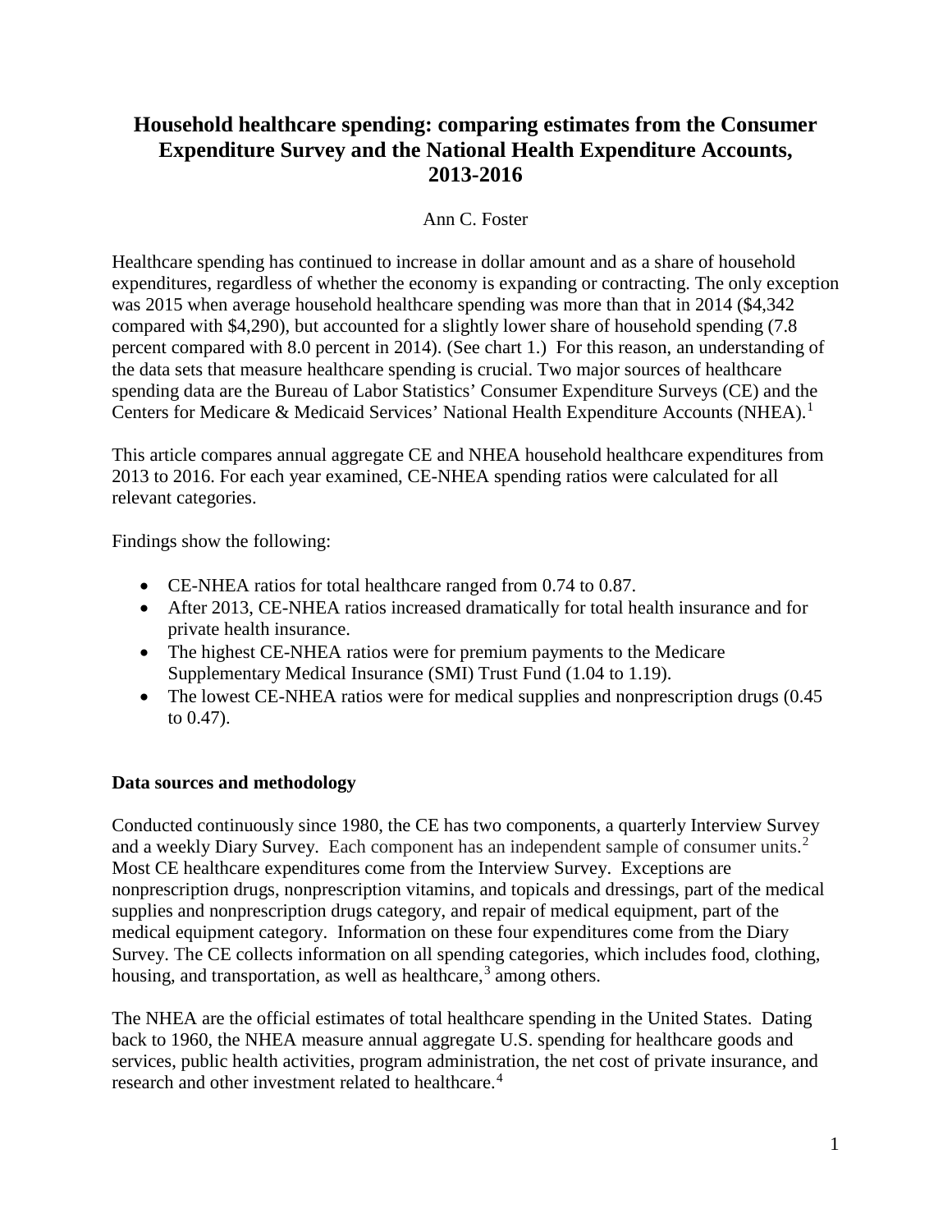# Household healthcare spending: comparing estimates from the Consumer Expenditure Survey and the National Health Expenditure Accounts, 2013-2016

Ann C. Foster

Healthcare spending has continued to increase in dollar amount and as a share of household expenditures, regardless of whether the economy is expanding or contracting. The only exception was 2015 when average household healthcare spending was more than that in 2014 ($4,342 compared with $4,290), but accounted for a slightly lower share of household spending (7.8 percent compared with 8.0 percent in 2014). (See chart 1.) For this reason, an understanding of the data sets that measure healthcare spending is crucial. Two major sources of healthcare spending data are the Bureau of Labor Statistics' Consumer Expenditure Surveys (CE) and the Centers for Medicare & Medicaid Services' National Health Expenditure Accounts (NHEA).[1]

This article compares annual aggregate CE and NHEA household healthcare expenditures from 2013 to 2016. For each year examined, CE-NHEA spending ratios were calculated for all relevant categories.

Findings show the following:

- CE-NHEA ratios for total healthcare ranged from 0.74 to 0.87.
- After 2013, CE-NHEA ratios increased dramatically for total health insurance and for private health insurance.
- The highest CE-NHEA ratios were for premium payments to the Medicare Supplementary Medical Insurance (SMI) Trust Fund (1.04 to 1.19).
- The lowest CE-NHEA ratios were for medical supplies and nonprescription drugs (0.45 to 0.47).

**Data sources and methodology**

Conducted continuously since 1980, the CE has two components, a quarterly Interview Survey and a weekly Diary Survey. Each component has an independent sample of consumer units.[2] Most CE healthcare expenditures come from the Interview Survey. Exceptions are nonprescription drugs, nonprescription vitamins, and topicals and dressings, part of the medical supplies and nonprescription drugs category, and repair of medical equipment, part of the medical equipment category. Information on these four expenditures come from the Diary Survey. The CE collects information on all spending categories, which includes food, clothing, housing, and transportation, as well as healthcare,[3] among others.

The NHEA are the official estimates of total healthcare spending in the United States. Dating back to 1960, the NHEA measure annual aggregate U.S. spending for healthcare goods and services, public health activities, program administration, the net cost of private insurance, and research and other investment related to healthcare.[4]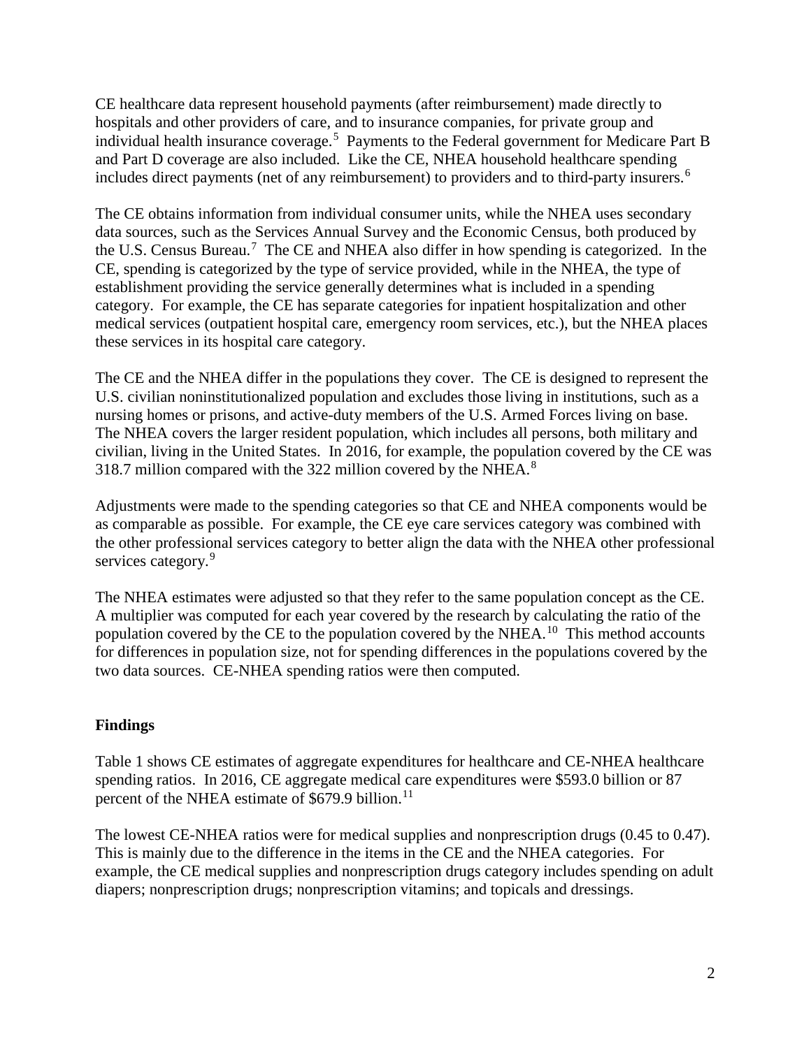CE healthcare data represent household payments (after reimbursement) made directly to hospitals and other providers of care, and to insurance companies, for private group and individual health insurance coverage.[5] Payments to the Federal government for Medicare Part B and Part D coverage are also included. Like the CE, NHEA household healthcare spending includes direct payments (net of any reimbursement) to providers and to third-party insurers.[6]

The CE obtains information from individual consumer units, while the NHEA uses secondary data sources, such as the Services Annual Survey and the Economic Census, both produced by the U.S. Census Bureau.[7] The CE and NHEA also differ in how spending is categorized. In the CE, spending is categorized by the type of service provided, while in the NHEA, the type of establishment providing the service generally determines what is included in a spending category. For example, the CE has separate categories for inpatient hospitalization and other medical services (outpatient hospital care, emergency room services, etc.), but the NHEA places these services in its hospital care category.

The CE and the NHEA differ in the populations they cover. The CE is designed to represent the U.S. civilian noninstitutionalized population and excludes those living in institutions, such as a nursing homes or prisons, and active-duty members of the U.S. Armed Forces living on base. The NHEA covers the larger resident population, which includes all persons, both military and civilian, living in the United States. In 2016, for example, the population covered by the CE was 318.7 million compared with the 322 million covered by the NHEA.[8]

Adjustments were made to the spending categories so that CE and NHEA components would be as comparable as possible. For example, the CE eye care services category was combined with the other professional services category to better align the data with the NHEA other professional services category.[9]

The NHEA estimates were adjusted so that they refer to the same population concept as the CE. A multiplier was computed for each year covered by the research by calculating the ratio of the population covered by the CE to the population covered by the NHEA.[10] This method accounts for differences in population size, not for spending differences in the populations covered by the two data sources. CE-NHEA spending ratios were then computed.

## Findings

Table 1 shows CE estimates of aggregate expenditures for healthcare and CE-NHEA healthcare spending ratios. In 2016, CE aggregate medical care expenditures were $593.0 billion or 87 percent of the NHEA estimate of $679.9 billion.[11]

The lowest CE-NHEA ratios were for medical supplies and nonprescription drugs (0.45 to 0.47). This is mainly due to the difference in the items in the CE and the NHEA categories. For example, the CE medical supplies and nonprescription drugs category includes spending on adult diapers; nonprescription drugs; nonprescription vitamins; and topicals and dressings.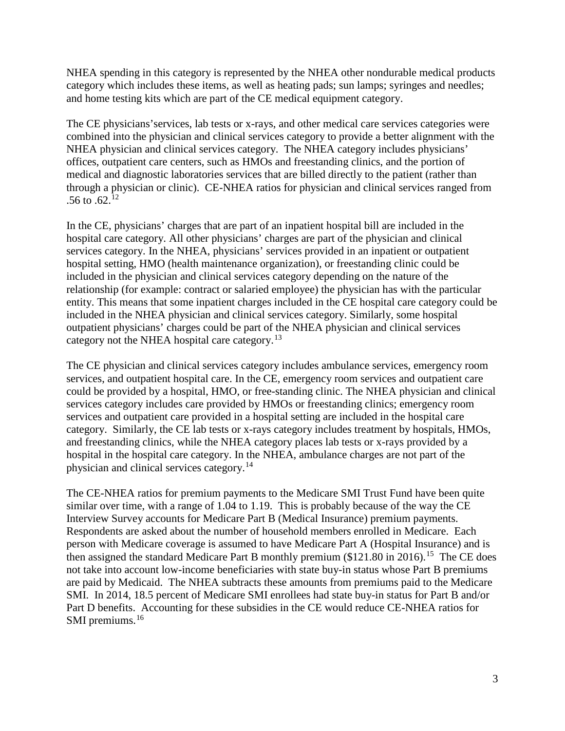NHEA spending in this category is represented by the NHEA other nondurable medical products category which includes these items, as well as heating pads; sun lamps; syringes and needles; and home testing kits which are part of the CE medical equipment category.

The CE physicians'services, lab tests or x-rays, and other medical care services categories were combined into the physician and clinical services category to provide a better alignment with the NHEA physician and clinical services category. The NHEA category includes physicians' offices, outpatient care centers, such as HMOs and freestanding clinics, and the portion of medical and diagnostic laboratories services that are billed directly to the patient (rather than through a physician or clinic). CE-NHEA ratios for physician and clinical services ranged from .56 to .62.[12]

In the CE, physicians' charges that are part of an inpatient hospital bill are included in the hospital care category. All other physicians' charges are part of the physician and clinical services category. In the NHEA, physicians' services provided in an inpatient or outpatient hospital setting, HMO (health maintenance organization), or freestanding clinic could be included in the physician and clinical services category depending on the nature of the relationship (for example: contract or salaried employee) the physician has with the particular entity. This means that some inpatient charges included in the CE hospital care category could be included in the NHEA physician and clinical services category. Similarly, some hospital outpatient physicians' charges could be part of the NHEA physician and clinical services category not the NHEA hospital care category.[13]

The CE physician and clinical services category includes ambulance services, emergency room services, and outpatient hospital care. In the CE, emergency room services and outpatient care could be provided by a hospital, HMO, or free-standing clinic. The NHEA physician and clinical services category includes care provided by HMOs or freestanding clinics; emergency room services and outpatient care provided in a hospital setting are included in the hospital care category. Similarly, the CE lab tests or x-rays category includes treatment by hospitals, HMOs, and freestanding clinics, while the NHEA category places lab tests or x-rays provided by a hospital in the hospital care category. In the NHEA, ambulance charges are not part of the physician and clinical services category.[14]

The CE-NHEA ratios for premium payments to the Medicare SMI Trust Fund have been quite similar over time, with a range of 1.04 to 1.19. This is probably because of the way the CE Interview Survey accounts for Medicare Part B (Medical Insurance) premium payments. Respondents are asked about the number of household members enrolled in Medicare. Each person with Medicare coverage is assumed to have Medicare Part A (Hospital Insurance) and is then assigned the standard Medicare Part B monthly premium ($121.80 in 2016).[15] The CE does not take into account low-income beneficiaries with state buy-in status whose Part B premiums are paid by Medicaid. The NHEA subtracts these amounts from premiums paid to the Medicare SMI. In 2014, 18.5 percent of Medicare SMI enrollees had state buy-in status for Part B and/or Part D benefits. Accounting for these subsidies in the CE would reduce CE-NHEA ratios for SMI premiums.[16]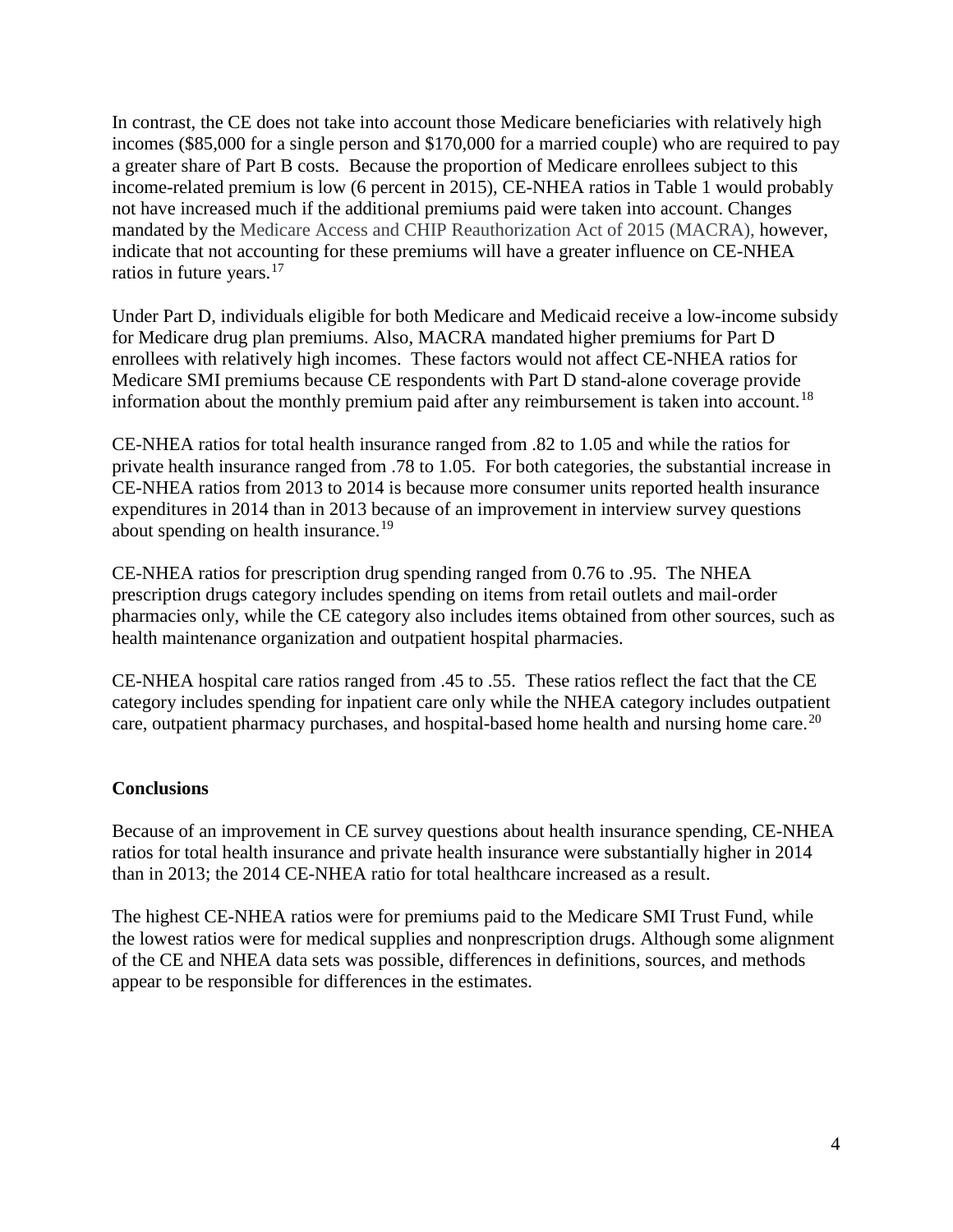In contrast, the CE does not take into account those Medicare beneficiaries with relatively high incomes ($85,000 for a single person and $170,000 for a married couple) who are required to pay a greater share of Part B costs. Because the proportion of Medicare enrollees subject to this income-related premium is low (6 percent in 2015), CE-NHEA ratios in Table 1 would probably not have increased much if the additional premiums paid were taken into account. Changes mandated by the Medicare Access and CHIP Reauthorization Act of 2015 (MACRA), however, indicate that not accounting for these premiums will have a greater influence on CE-NHEA ratios in future years.[17]

Under Part D, individuals eligible for both Medicare and Medicaid receive a low-income subsidy for Medicare drug plan premiums. Also, MACRA mandated higher premiums for Part D enrollees with relatively high incomes. These factors would not affect CE-NHEA ratios for Medicare SMI premiums because CE respondents with Part D stand-alone coverage provide information about the monthly premium paid after any reimbursement is taken into account.[18]

CE-NHEA ratios for total health insurance ranged from .82 to 1.05 and while the ratios for private health insurance ranged from .78 to 1.05. For both categories, the substantial increase in CE-NHEA ratios from 2013 to 2014 is because more consumer units reported health insurance expenditures in 2014 than in 2013 because of an improvement in interview survey questions about spending on health insurance.[19]

CE-NHEA ratios for prescription drug spending ranged from 0.76 to .95. The NHEA prescription drugs category includes spending on items from retail outlets and mail-order pharmacies only, while the CE category also includes items obtained from other sources, such as health maintenance organization and outpatient hospital pharmacies.

CE-NHEA hospital care ratios ranged from .45 to .55. These ratios reflect the fact that the CE category includes spending for inpatient care only while the NHEA category includes outpatient care, outpatient pharmacy purchases, and hospital-based home health and nursing home care.[20]

**Conclusions**

Because of an improvement in CE survey questions about health insurance spending, CE-NHEA ratios for total health insurance and private health insurance were substantially higher in 2014 than in 2013; the 2014 CE-NHEA ratio for total healthcare increased as a result.

The highest CE-NHEA ratios were for premiums paid to the Medicare SMI Trust Fund, while the lowest ratios were for medical supplies and nonprescription drugs. Although some alignment of the CE and NHEA data sets was possible, differences in definitions, sources, and methods appear to be responsible for differences in the estimates.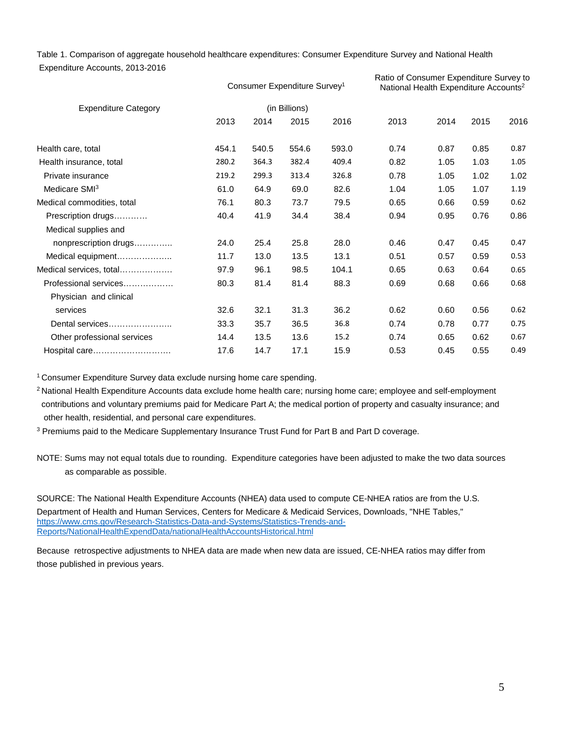Table 1. Comparison of aggregate household healthcare expenditures: Consumer Expenditure Survey and National Health Expenditure Accounts, 2013-2016

| Expenditure Category | Consumer Expenditure Survey[1] (in Billions) | | | | Ratio of Consumer Expenditure Survey to National Health Expenditure Accounts[2] | | | |
|---|---|---|---|---|---|---|---|---|
| | 2013 | 2014 | 2015 | 2016 | 2013 | 2014 | 2015 | 2016 |
| Health care, total | 454.1 | 540.5 | 554.6 | 593.0 | 0.74 | 0.87 | 0.85 | 0.87 |
| Health insurance, total | 280.2 | 364.3 | 382.4 | 409.4 | 0.82 | 1.05 | 1.03 | 1.05 |
| Private insurance | 219.2 | 299.3 | 313.4 | 326.8 | 0.78 | 1.05 | 1.02 | 1.02 |
| Medicare SMI[3] | 61.0 | 64.9 | 69.0 | 82.6 | 1.04 | 1.05 | 1.07 | 1.19 |
| Medical commodities, total | 76.1 | 80.3 | 73.7 | 79.5 | 0.65 | 0.66 | 0.59 | 0.62 |
| Prescription drugs………… | 40.4 | 41.9 | 34.4 | 38.4 | 0.94 | 0.95 | 0.76 | 0.86 |
| Medical supplies and nonprescription drugs………….. | 24.0 | 25.4 | 25.8 | 28.0 | 0.46 | 0.47 | 0.45 | 0.47 |
| Medical equipment……………….. | 11.7 | 13.0 | 13.5 | 13.1 | 0.51 | 0.57 | 0.59 | 0.53 |
| Medical services, total………………. | 97.9 | 96.1 | 98.5 | 104.1 | 0.65 | 0.63 | 0.64 | 0.65 |
| Professional services……………… | 80.3 | 81.4 | 81.4 | 88.3 | 0.69 | 0.68 | 0.66 | 0.68 |
| Physician and clinical services | 32.6 | 32.1 | 31.3 | 36.2 | 0.62 | 0.60 | 0.56 | 0.62 |
| Dental services………………….. | 33.3 | 35.7 | 36.5 | 36.8 | 0.74 | 0.78 | 0.77 | 0.75 |
| Other professional services | 14.4 | 13.5 | 13.6 | 15.2 | 0.74 | 0.65 | 0.62 | 0.67 |
| Hospital care………………………. | 17.6 | 14.7 | 17.1 | 15.9 | 0.53 | 0.45 | 0.55 | 0.49 |

[1] Consumer Expenditure Survey data exclude nursing home care spending.

[2] National Health Expenditure Accounts data exclude home health care; nursing home care; employee and self-employment contributions and voluntary premiums paid for Medicare Part A; the medical portion of property and casualty insurance; and other health, residential, and personal care expenditures.

[3] Premiums paid to the Medicare Supplementary Insurance Trust Fund for Part B and Part D coverage.

NOTE: Sums may not equal totals due to rounding. Expenditure categories have been adjusted to make the two data sources as comparable as possible.

SOURCE: The National Health Expenditure Accounts (NHEA) data used to compute CE-NHEA ratios are from the U.S. Department of Health and Human Services, Centers for Medicare & Medicaid Services, Downloads, "NHE Tables," https://www.cms.gov/Research-Statistics-Data-and-Systems/Statistics-Trends-and-Reports/NationalHealthExpendData/nationalHealthAccountsHistorical.html

Because retrospective adjustments to NHEA data are made when new data are issued, CE-NHEA ratios may differ from those published in previous years.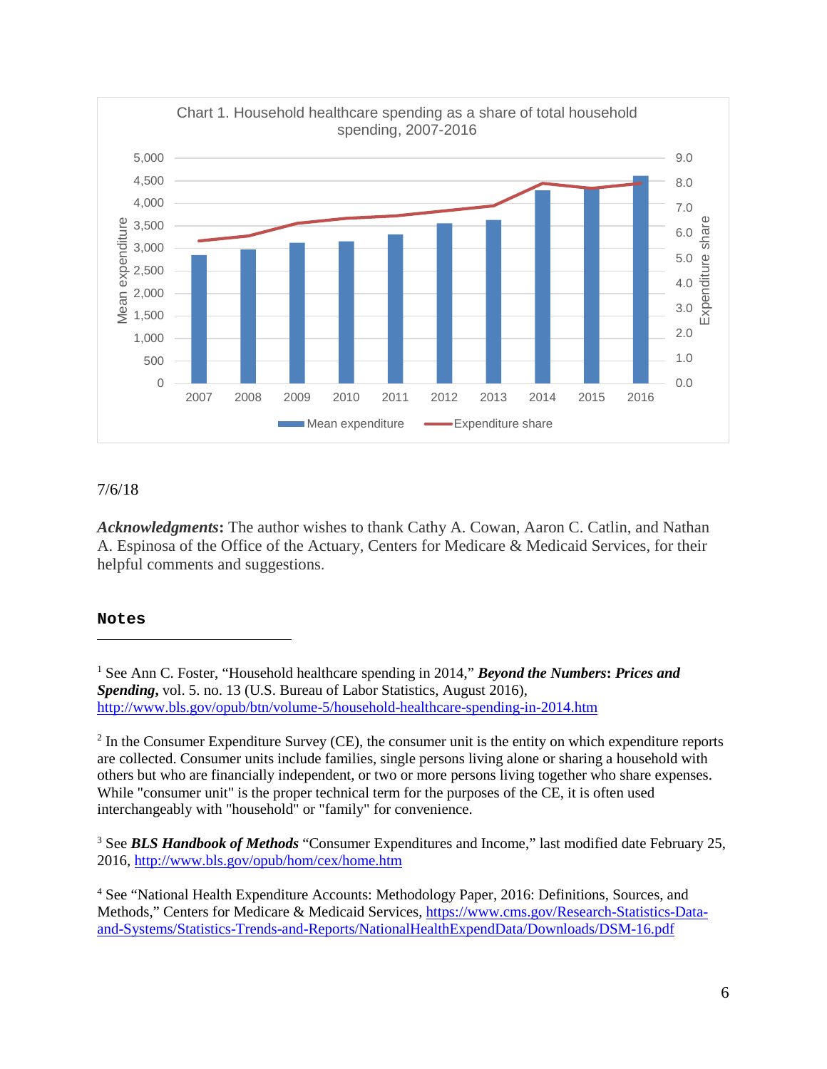Chart 1. Household healthcare spending as a share of total household spending, 2007-2016

7/6/18

***Acknowledgments*****:** The author wishes to thank Cathy A. Cowan, Aaron C. Catlin, and Nathan A. Espinosa of the Office of the Actuary, Centers for Medicare & Medicaid Services, for their helpful comments and suggestions.

## Notes

[1] See Ann C. Foster, "Household healthcare spending in 2014," ***Beyond the Numbers*****:** ***Prices and Spending*****,** vol. 5. no. 13 (U.S. Bureau of Labor Statistics, August 2016), http://www.bls.gov/opub/btn/volume-5/household-healthcare-spending-in-2014.htm

[2] In the Consumer Expenditure Survey (CE), the consumer unit is the entity on which expenditure reports are collected. Consumer units include families, single persons living alone or sharing a household with others but who are financially independent, or two or more persons living together who share expenses. While "consumer unit" is the proper technical term for the purposes of the CE, it is often used interchangeably with "household" or "family" for convenience.

[3] See ***BLS Handbook of Methods*** "Consumer Expenditures and Income," last modified date February 25, 2016, http://www.bls.gov/opub/hom/cex/home.htm

[4] See "National Health Expenditure Accounts: Methodology Paper, 2016: Definitions, Sources, and Methods," Centers for Medicare & Medicaid Services, https://www.cms.gov/Research-Statistics-Data-and-Systems/Statistics-Trends-and-Reports/NationalHealthExpendData/Downloads/DSM-16.pdf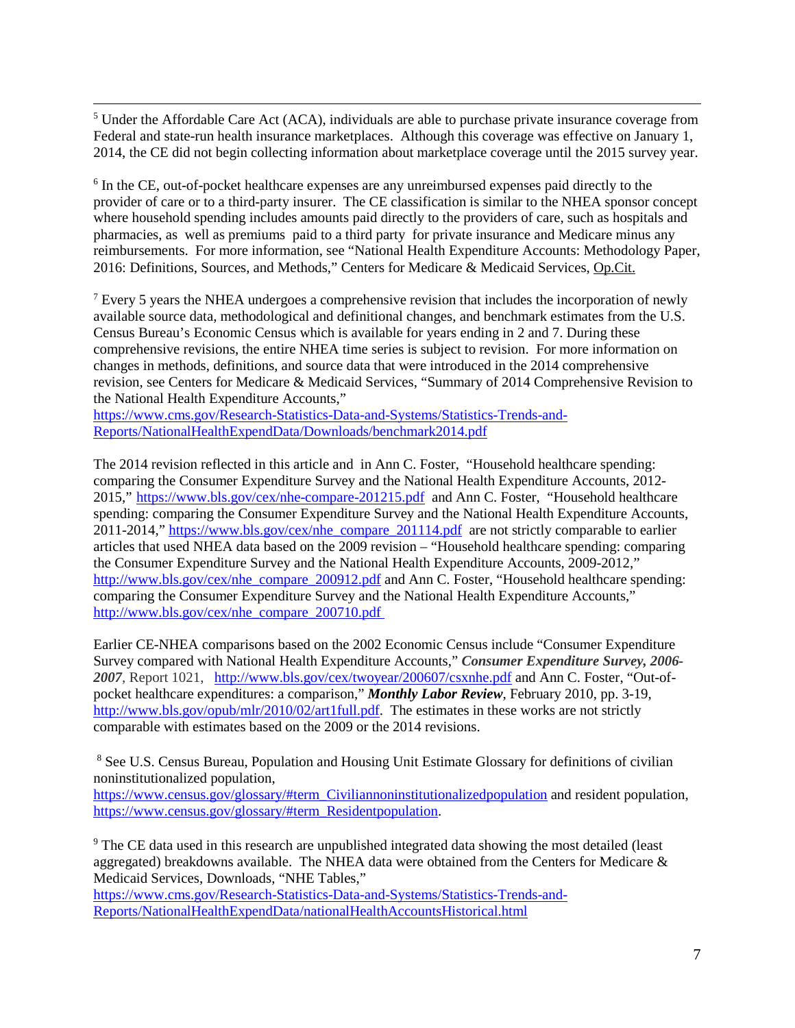[5] Under the Affordable Care Act (ACA), individuals are able to purchase private insurance coverage from Federal and state-run health insurance marketplaces. Although this coverage was effective on January 1, 2014, the CE did not begin collecting information about marketplace coverage until the 2015 survey year.

[6] In the CE, out-of-pocket healthcare expenses are any unreimbursed expenses paid directly to the provider of care or to a third-party insurer. The CE classification is similar to the NHEA sponsor concept where household spending includes amounts paid directly to the providers of care, such as hospitals and pharmacies, as well as premiums paid to a third party for private insurance and Medicare minus any reimbursements. For more information, see "National Health Expenditure Accounts: Methodology Paper, 2016: Definitions, Sources, and Methods," Centers for Medicare & Medicaid Services, Op.Cit.

[7] Every 5 years the NHEA undergoes a comprehensive revision that includes the incorporation of newly available source data, methodological and definitional changes, and benchmark estimates from the U.S. Census Bureau's Economic Census which is available for years ending in 2 and 7. During these comprehensive revisions, the entire NHEA time series is subject to revision. For more information on changes in methods, definitions, and source data that were introduced in the 2014 comprehensive revision, see Centers for Medicare & Medicaid Services, "Summary of 2014 Comprehensive Revision to the National Health Expenditure Accounts," https://www.cms.gov/Research-Statistics-Data-and-Systems/Statistics-Trends-and-Reports/NationalHealthExpendData/Downloads/benchmark2014.pdf

The 2014 revision reflected in this article and in Ann C. Foster, "Household healthcare spending: comparing the Consumer Expenditure Survey and the National Health Expenditure Accounts, 2012-2015," https://www.bls.gov/cex/nhe-compare-201215.pdf and Ann C. Foster, "Household healthcare spending: comparing the Consumer Expenditure Survey and the National Health Expenditure Accounts, 2011-2014," https://www.bls.gov/cex/nhe_compare_201114.pdf are not strictly comparable to earlier articles that used NHEA data based on the 2009 revision – "Household healthcare spending: comparing the Consumer Expenditure Survey and the National Health Expenditure Accounts, 2009-2012," http://www.bls.gov/cex/nhe_compare_200912.pdf and Ann C. Foster, "Household healthcare spending: comparing the Consumer Expenditure Survey and the National Health Expenditure Accounts," http://www.bls.gov/cex/nhe_compare_200710.pdf

Earlier CE-NHEA comparisons based on the 2002 Economic Census include "Consumer Expenditure Survey compared with National Health Expenditure Accounts," ***Consumer Expenditure Survey, 2006-2007***, Report 1021, http://www.bls.gov/cex/twoyear/200607/csxnhe.pdf and Ann C. Foster, "Out-of-pocket healthcare expenditures: a comparison," ***Monthly Labor Review***, February 2010, pp. 3-19, http://www.bls.gov/opub/mlr/2010/02/art1full.pdf. The estimates in these works are not strictly comparable with estimates based on the 2009 or the 2014 revisions.

[8] See U.S. Census Bureau, Population and Housing Unit Estimate Glossary for definitions of civilian noninstitutionalized population, https://www.census.gov/glossary/#term_Civiliannoninstitutionalizedpopulation and resident population, https://www.census.gov/glossary/#term_Residentpopulation.

[9] The CE data used in this research are unpublished integrated data showing the most detailed (least aggregated) breakdowns available. The NHEA data were obtained from the Centers for Medicare & Medicaid Services, Downloads, "NHE Tables," https://www.cms.gov/Research-Statistics-Data-and-Systems/Statistics-Trends-and-Reports/NationalHealthExpendData/nationalHealthAccountsHistorical.html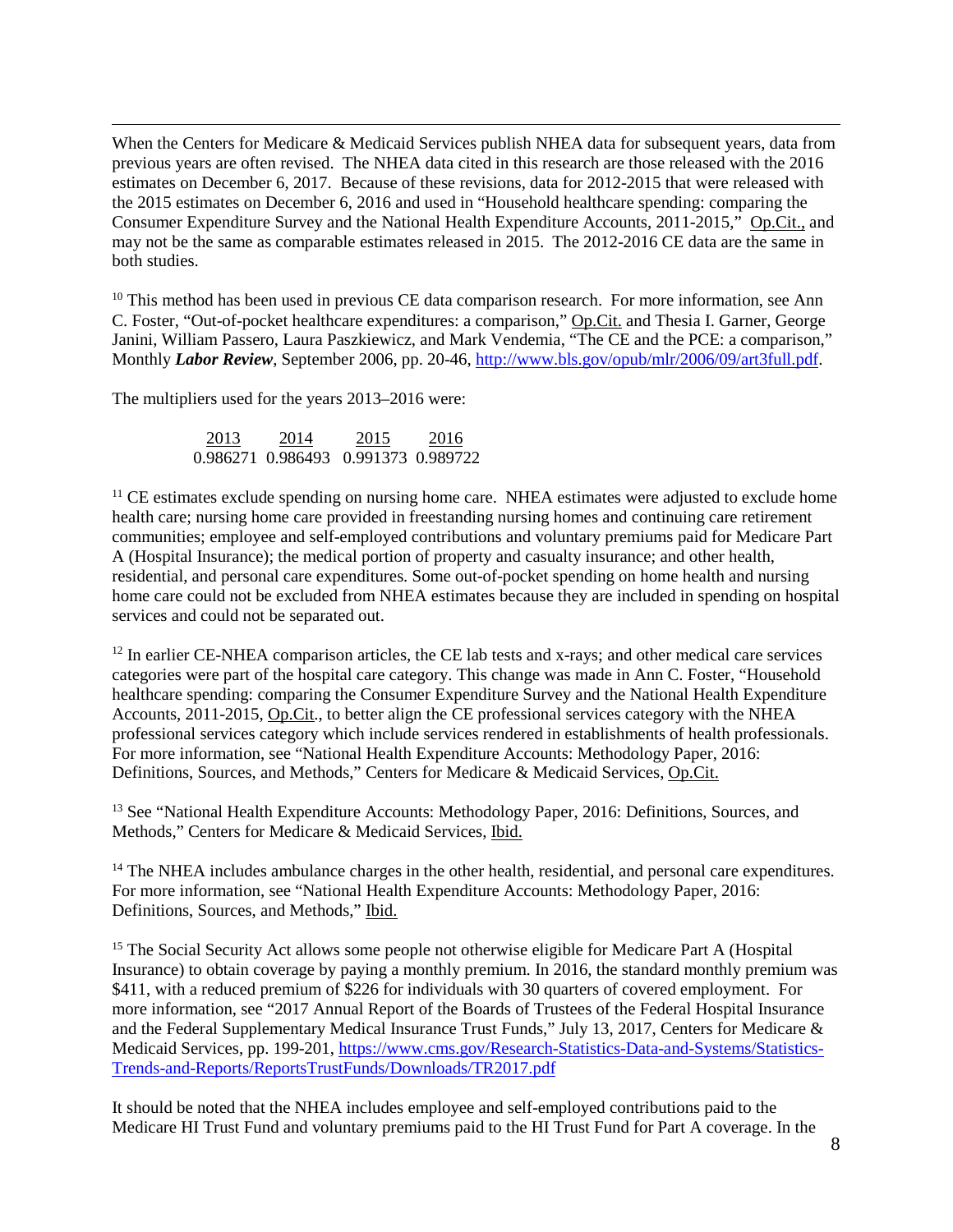When the Centers for Medicare & Medicaid Services publish NHEA data for subsequent years, data from previous years are often revised. The NHEA data cited in this research are those released with the 2016 estimates on December 6, 2017. Because of these revisions, data for 2012-2015 that were released with the 2015 estimates on December 6, 2016 and used in "Household healthcare spending: comparing the Consumer Expenditure Survey and the National Health Expenditure Accounts, 2011-2015," Op.Cit., and may not be the same as comparable estimates released in 2015. The 2012-2016 CE data are the same in both studies.

[10] This method has been used in previous CE data comparison research. For more information, see Ann C. Foster, "Out-of-pocket healthcare expenditures: a comparison," Op.Cit. and Thesia I. Garner, George Janini, William Passero, Laura Paszkiewicz, and Mark Vendemia, "The CE and the PCE: a comparison," Monthly ***Labor Review***, September 2006, pp. 20-46, http://www.bls.gov/opub/mlr/2006/09/art3full.pdf.

The multipliers used for the years 2013–2016 were:

| 2013 | 2014 | 2015 | 2016 |
|---|---|---|---|
| 0.986271 | 0.986493 | 0.991373 | 0.989722 |

[11] CE estimates exclude spending on nursing home care. NHEA estimates were adjusted to exclude home health care; nursing home care provided in freestanding nursing homes and continuing care retirement communities; employee and self-employed contributions and voluntary premiums paid for Medicare Part A (Hospital Insurance); the medical portion of property and casualty insurance; and other health, residential, and personal care expenditures. Some out-of-pocket spending on home health and nursing home care could not be excluded from NHEA estimates because they are included in spending on hospital services and could not be separated out.

[12] In earlier CE-NHEA comparison articles, the CE lab tests and x-rays; and other medical care services categories were part of the hospital care category. This change was made in Ann C. Foster, "Household healthcare spending: comparing the Consumer Expenditure Survey and the National Health Expenditure Accounts, 2011-2015, Op.Cit., to better align the CE professional services category with the NHEA professional services category which include services rendered in establishments of health professionals. For more information, see "National Health Expenditure Accounts: Methodology Paper, 2016: Definitions, Sources, and Methods," Centers for Medicare & Medicaid Services, Op.Cit.

[13] See "National Health Expenditure Accounts: Methodology Paper, 2016: Definitions, Sources, and Methods," Centers for Medicare & Medicaid Services, Ibid.

[14] The NHEA includes ambulance charges in the other health, residential, and personal care expenditures. For more information, see "National Health Expenditure Accounts: Methodology Paper, 2016: Definitions, Sources, and Methods," Ibid.

[15] The Social Security Act allows some people not otherwise eligible for Medicare Part A (Hospital Insurance) to obtain coverage by paying a monthly premium. In 2016, the standard monthly premium was $411, with a reduced premium of $226 for individuals with 30 quarters of covered employment. For more information, see "2017 Annual Report of the Boards of Trustees of the Federal Hospital Insurance and the Federal Supplementary Medical Insurance Trust Funds," July 13, 2017, Centers for Medicare & Medicaid Services, pp. 199-201, https://www.cms.gov/Research-Statistics-Data-and-Systems/Statistics-Trends-and-Reports/ReportsTrustFunds/Downloads/TR2017.pdf

It should be noted that the NHEA includes employee and self-employed contributions paid to the Medicare HI Trust Fund and voluntary premiums paid to the HI Trust Fund for Part A coverage. In the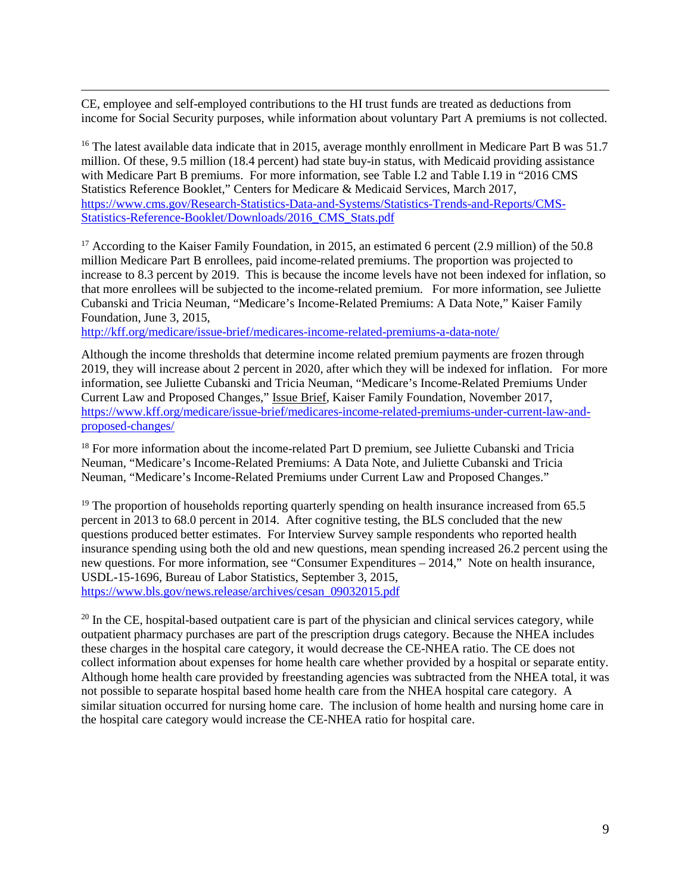CE, employee and self-employed contributions to the HI trust funds are treated as deductions from income for Social Security purposes, while information about voluntary Part A premiums is not collected.

[16] The latest available data indicate that in 2015, average monthly enrollment in Medicare Part B was 51.7 million. Of these, 9.5 million (18.4 percent) had state buy-in status, with Medicaid providing assistance with Medicare Part B premiums. For more information, see Table I.2 and Table I.19 in "2016 CMS Statistics Reference Booklet," Centers for Medicare & Medicaid Services, March 2017, https://www.cms.gov/Research-Statistics-Data-and-Systems/Statistics-Trends-and-Reports/CMS-Statistics-Reference-Booklet/Downloads/2016_CMS_Stats.pdf

[17] According to the Kaiser Family Foundation, in 2015, an estimated 6 percent (2.9 million) of the 50.8 million Medicare Part B enrollees, paid income-related premiums. The proportion was projected to increase to 8.3 percent by 2019. This is because the income levels have not been indexed for inflation, so that more enrollees will be subjected to the income-related premium. For more information, see Juliette Cubanski and Tricia Neuman, "Medicare's Income-Related Premiums: A Data Note," Kaiser Family Foundation, June 3, 2015, http://kff.org/medicare/issue-brief/medicares-income-related-premiums-a-data-note/

Although the income thresholds that determine income related premium payments are frozen through 2019, they will increase about 2 percent in 2020, after which they will be indexed for inflation. For more information, see Juliette Cubanski and Tricia Neuman, "Medicare's Income-Related Premiums Under Current Law and Proposed Changes," Issue Brief, Kaiser Family Foundation, November 2017, https://www.kff.org/medicare/issue-brief/medicares-income-related-premiums-under-current-law-and-proposed-changes/

[18] For more information about the income-related Part D premium, see Juliette Cubanski and Tricia Neuman, "Medicare's Income-Related Premiums: A Data Note, and Juliette Cubanski and Tricia Neuman, "Medicare's Income-Related Premiums under Current Law and Proposed Changes."

[19] The proportion of households reporting quarterly spending on health insurance increased from 65.5 percent in 2013 to 68.0 percent in 2014. After cognitive testing, the BLS concluded that the new questions produced better estimates. For Interview Survey sample respondents who reported health insurance spending using both the old and new questions, mean spending increased 26.2 percent using the new questions. For more information, see "Consumer Expenditures – 2014," Note on health insurance, USDL-15-1696, Bureau of Labor Statistics, September 3, 2015, https://www.bls.gov/news.release/archives/cesan_09032015.pdf

[20] In the CE, hospital-based outpatient care is part of the physician and clinical services category, while outpatient pharmacy purchases are part of the prescription drugs category. Because the NHEA includes these charges in the hospital care category, it would decrease the CE-NHEA ratio. The CE does not collect information about expenses for home health care whether provided by a hospital or separate entity. Although home health care provided by freestanding agencies was subtracted from the NHEA total, it was not possible to separate hospital based home health care from the NHEA hospital care category. A similar situation occurred for nursing home care. The inclusion of home health and nursing home care in the hospital care category would increase the CE-NHEA ratio for hospital care.